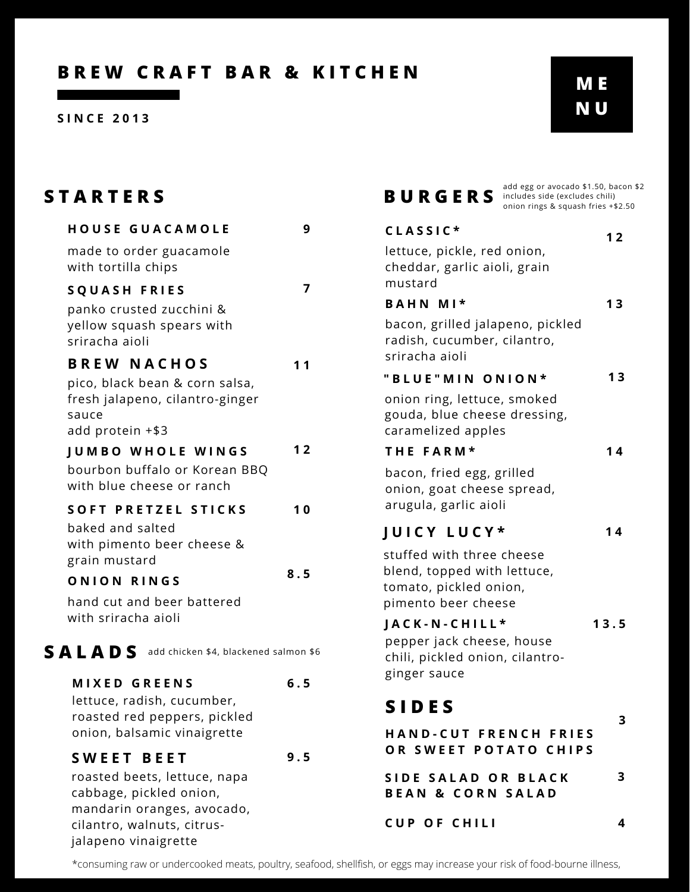# BREW CRAFT BAR & KITCHEN

SINCE 2013

**MENU**

## STARTERS

**HOUSE GUACAMOLE** — 9

made to order guacamole with tortilla chips

**SQUASH FRIES** — 7

panko crusted zucchini & yellow squash spears with sriracha aioli

**BREW NACHOS** — 11

pico, black bean & corn salsa, fresh jalapeno, cilantro-ginger sauce
add protein +$3

**JUMBO WHOLE WINGS** — 12

bourbon buffalo or Korean BBQ with blue cheese or ranch

**SOFT PRETZEL STICKS** — 10

baked and salted with pimento beer cheese & grain mustard

**ONION RINGS** — 8.5

hand cut and beer battered with sriracha aioli

## SALADS

add chicken $4, blackened salmon $6

**MIXED GREENS** — 6.5

lettuce, radish, cucumber, roasted red peppers, pickled onion, balsamic vinaigrette

**SWEET BEET** — 9.5

roasted beets, lettuce, napa cabbage, pickled onion, mandarin oranges, avocado, cilantro, walnuts, citrus-jalapeno vinaigrette

## BURGERS

add egg or avocado $1.50, bacon $2
includes side (excludes chili)
onion rings & squash fries +$2.50

**CLASSIC*** — 12

lettuce, pickle, red onion, cheddar, garlic aioli, grain mustard

**BAHN MI*** — 13

bacon, grilled jalapeno, pickled radish, cucumber, cilantro, sriracha aioli

**"BLUE"MIN ONION*** — 13

onion ring, lettuce, smoked gouda, blue cheese dressing, caramelized apples

**THE FARM*** — 14

bacon, fried egg, grilled onion, goat cheese spread, arugula, garlic aioli

**JUICY LUCY*** — 14

stuffed with three cheese blend, topped with lettuce, tomato, pickled onion, pimento beer cheese

**JACK-N-CHILL*** — 13.5

pepper jack cheese, house chili, pickled onion, cilantro-ginger sauce

## SIDES

**HAND-CUT FRENCH FRIES OR SWEET POTATO CHIPS** — 3

**SIDE SALAD OR BLACK BEAN & CORN SALAD** — 3

**CUP OF CHILI** — 4

*consuming raw or undercooked meats, poultry, seafood, shellfish, or eggs may increase your risk of food-bourne illness,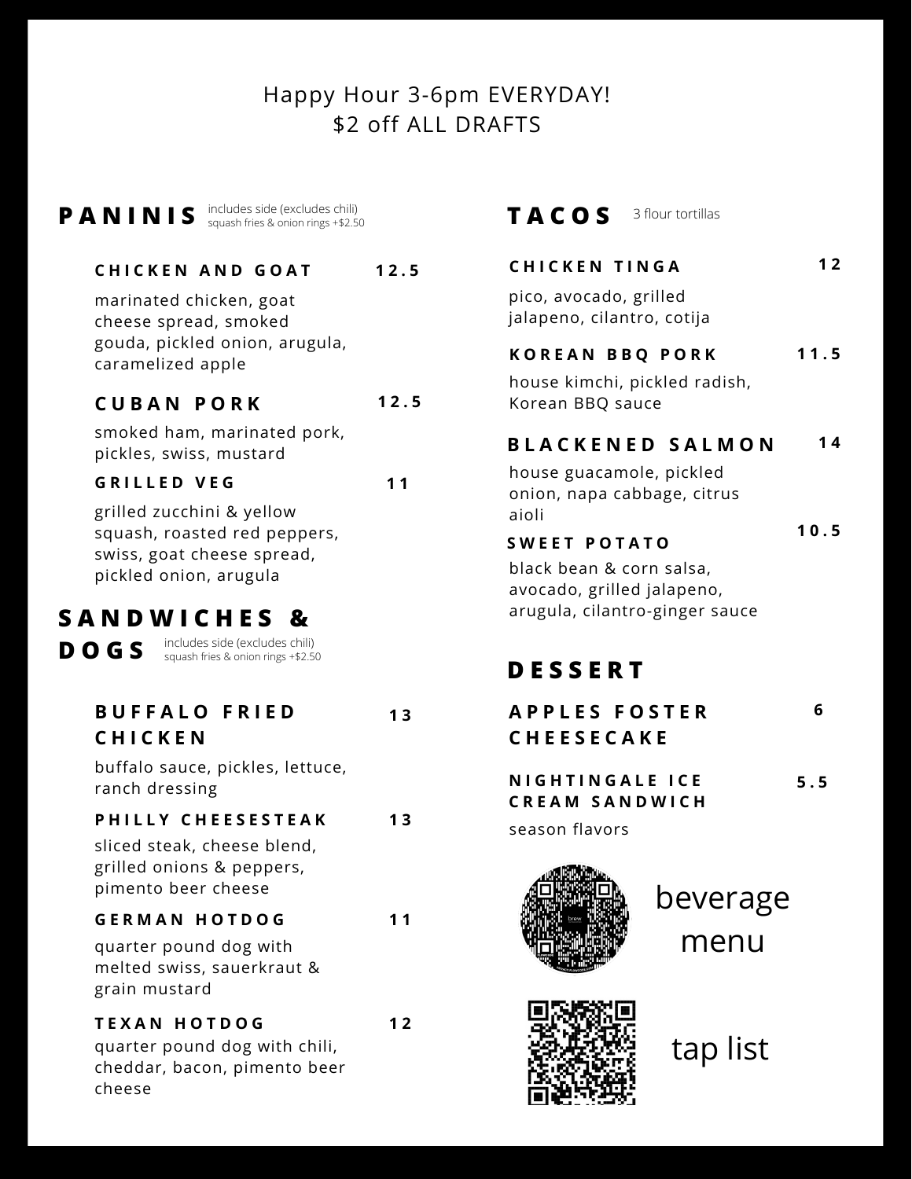Happy Hour 3-6pm EVERYDAY!
$2 off ALL DRAFTS

## PANINIS

includes side (excludes chili)
squash fries & onion rings +$2.50

### CHICKEN AND GOAT — 12.5

marinated chicken, goat cheese spread, smoked gouda, pickled onion, arugula, caramelized apple

### CUBAN PORK — 12.5

smoked ham, marinated pork, pickles, swiss, mustard

### GRILLED VEG — 11

grilled zucchini & yellow squash, roasted red peppers, swiss, goat cheese spread, pickled onion, arugula

## SANDWICHES & DOGS

includes side (excludes chili)
squash fries & onion rings +$2.50

### BUFFALO FRIED CHICKEN — 13

buffalo sauce, pickles, lettuce, ranch dressing

### PHILLY CHEESESTEAK — 13

sliced steak, cheese blend, grilled onions & peppers, pimento beer cheese

### GERMAN HOTDOG — 11

quarter pound dog with melted swiss, sauerkraut & grain mustard

### TEXAN HOTDOG — 12

quarter pound dog with chili, cheddar, bacon, pimento beer cheese

## TACOS

3 flour tortillas

### CHICKEN TINGA — 12

pico, avocado, grilled jalapeno, cilantro, cotija

### KOREAN BBQ PORK — 11.5

house kimchi, pickled radish, Korean BBQ sauce

### BLACKENED SALMON — 14

house guacamole, pickled onion, napa cabbage, citrus aioli

### SWEET POTATO — 10.5

black bean & corn salsa, avocado, grilled jalapeno, arugula, cilantro-ginger sauce

## DESSERT

### APPLES FOSTER CHEESECAKE — 6

### NIGHTINGALE ICE CREAM SANDWICH — 5.5

season flavors

beverage menu

tap list